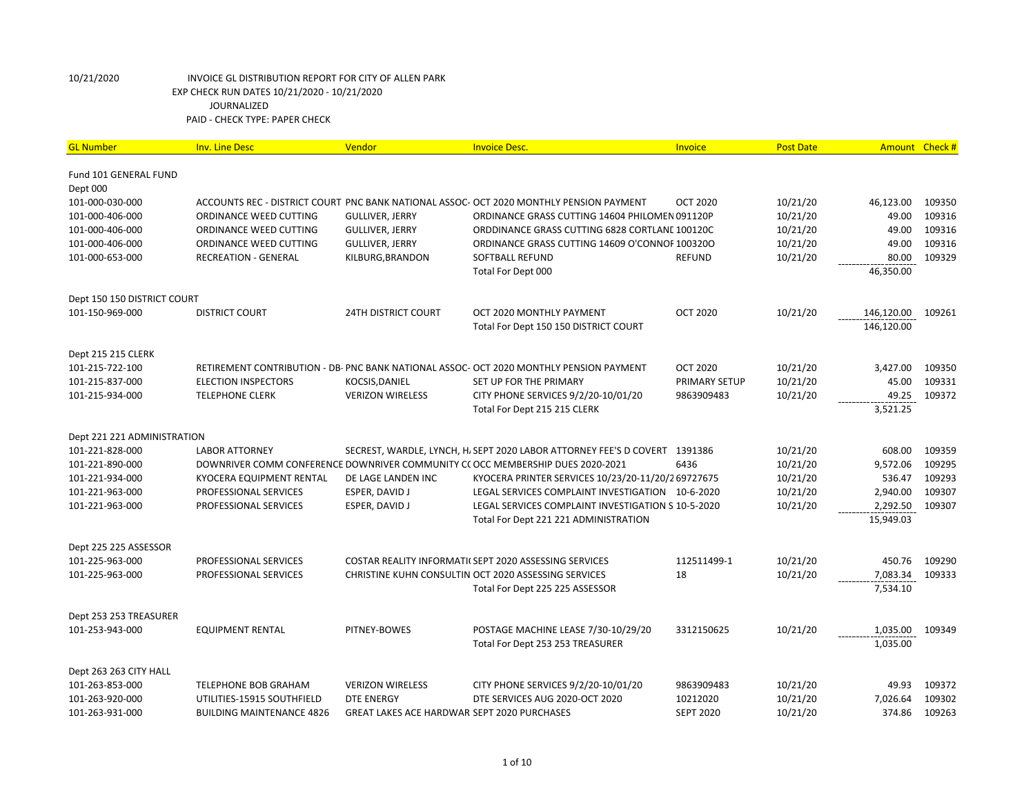10/21/2020 INVOICE GL DISTRIBUTION REPORT FOR CITY OF ALLEN PARK
EXP CHECK RUN DATES 10/21/2020 - 10/21/2020
JOURNALIZED
PAID - CHECK TYPE: PAPER CHECK

| GL Number | Inv. Line Desc | Vendor | Invoice Desc. | Invoice | Post Date | Amount | Check # |
|---|---|---|---|---|---|---|---|
| Fund 101 GENERAL FUND | | | | | | | |
| Dept 000 | | | | | | | |
| 101-000-030-000 | ACCOUNTS REC - DISTRICT COURT | PNC BANK NATIONAL ASSOC- | OCT 2020 MONTHLY PENSION PAYMENT | OCT 2020 | 10/21/20 | 46,123.00 | 109350 |
| 101-000-406-000 | ORDINANCE WEED CUTTING | GULLIVER, JERRY | ORDINANCE GRASS CUTTING 14604 PHILOMEN | 091120P | 10/21/20 | 49.00 | 109316 |
| 101-000-406-000 | ORDINANCE WEED CUTTING | GULLIVER, JERRY | ORDDINANCE GRASS CUTTING 6828 CORTLANE | 100120C | 10/21/20 | 49.00 | 109316 |
| 101-000-406-000 | ORDINANCE WEED CUTTING | GULLIVER, JERRY | ORDINANCE GRASS CUTTING 14609 O'CONNOF | 100320O | 10/21/20 | 49.00 | 109316 |
| 101-000-653-000 | RECREATION - GENERAL | KILBURG,BRANDON | SOFTBALL REFUND | REFUND | 10/21/20 | 80.00 | 109329 |
| | | | Total For Dept 000 | | | 46,350.00 | |
| Dept 150 150 DISTRICT COURT | | | | | | | |
| 101-150-969-000 | DISTRICT COURT | 24TH DISTRICT COURT | OCT 2020 MONTHLY PAYMENT | OCT 2020 | 10/21/20 | 146,120.00 | 109261 |
| | | | Total For Dept 150 150 DISTRICT COURT | | | 146,120.00 | |
| Dept 215 215 CLERK | | | | | | | |
| 101-215-722-100 | RETIREMENT CONTRIBUTION - DB- | PNC BANK NATIONAL ASSOC- | OCT 2020 MONTHLY PENSION PAYMENT | OCT 2020 | 10/21/20 | 3,427.00 | 109350 |
| 101-215-837-000 | ELECTION INSPECTORS | KOCSIS,DANIEL | SET UP FOR THE PRIMARY | PRIMARY SETUP | 10/21/20 | 45.00 | 109331 |
| 101-215-934-000 | TELEPHONE CLERK | VERIZON WIRELESS | CITY PHONE SERVICES 9/2/20-10/01/20 | 9863909483 | 10/21/20 | 49.25 | 109372 |
| | | | Total For Dept 215 215 CLERK | | | 3,521.25 | |
| Dept 221 221 ADMINISTRATION | | | | | | | |
| 101-221-828-000 | LABOR ATTORNEY | SECREST, WARDLE, LYNCH, H. | SEPT 2020 LABOR ATTORNEY FEE'S D COVERT | 1391386 | 10/21/20 | 608.00 | 109359 |
| 101-221-890-000 | DOWNRIVER COMM CONFERENCE | DOWNRIVER COMMUNITY CC | OCC MEMBERSHIP DUES 2020-2021 | 6436 | 10/21/20 | 9,572.06 | 109295 |
| 101-221-934-000 | KYOCERA EQUIPMENT RENTAL | DE LAGE LANDEN INC | KYOCERA PRINTER SERVICES 10/23/20-11/20/2 | 69727675 | 10/21/20 | 536.47 | 109293 |
| 101-221-963-000 | PROFESSIONAL SERVICES | ESPER, DAVID J | LEGAL SERVICES COMPLAINT INVESTIGATION | 10-6-2020 | 10/21/20 | 2,940.00 | 109307 |
| 101-221-963-000 | PROFESSIONAL SERVICES | ESPER, DAVID J | LEGAL SERVICES COMPLAINT INVESTIGATION S | 10-5-2020 | 10/21/20 | 2,292.50 | 109307 |
| | | | Total For Dept 221 221 ADMINISTRATION | | | 15,949.03 | |
| Dept 225 225 ASSESSOR | | | | | | | |
| 101-225-963-000 | PROFESSIONAL SERVICES | COSTAR REALITY INFORMATI | SEPT 2020 ASSESSING SERVICES | 112511499-1 | 10/21/20 | 450.76 | 109290 |
| 101-225-963-000 | PROFESSIONAL SERVICES | CHRISTINE KUHN CONSULTIN | OCT 2020 ASSESSING SERVICES | 18 | 10/21/20 | 7,083.34 | 109333 |
| | | | Total For Dept 225 225 ASSESSOR | | | 7,534.10 | |
| Dept 253 253 TREASURER | | | | | | | |
| 101-253-943-000 | EQUIPMENT RENTAL | PITNEY-BOWES | POSTAGE MACHINE LEASE 7/30-10/29/20 | 3312150625 | 10/21/20 | 1,035.00 | 109349 |
| | | | Total For Dept 253 253 TREASURER | | | 1,035.00 | |
| Dept 263 263 CITY HALL | | | | | | | |
| 101-263-853-000 | TELEPHONE BOB GRAHAM | VERIZON WIRELESS | CITY PHONE SERVICES 9/2/20-10/01/20 | 9863909483 | 10/21/20 | 49.93 | 109372 |
| 101-263-920-000 | UTILITIES-15915 SOUTHFIELD | DTE ENERGY | DTE SERVICES AUG 2020-OCT 2020 | 10212020 | 10/21/20 | 7,026.64 | 109302 |
| 101-263-931-000 | BUILDING MAINTENANCE 4826 | GREAT LAKES ACE HARDWAR | SEPT 2020 PURCHASES | SEPT 2020 | 10/21/20 | 374.86 | 109263 |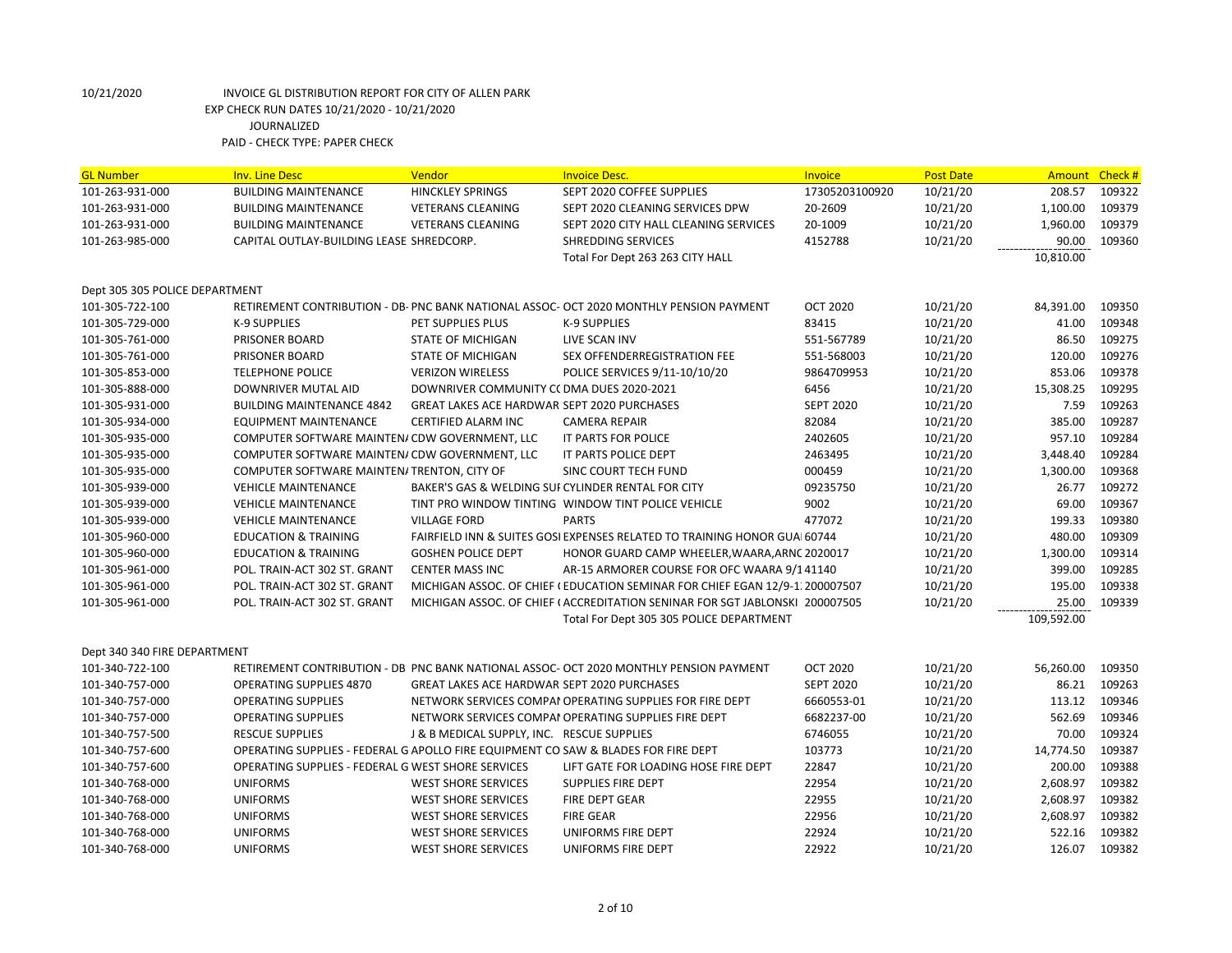10/21/2020 INVOICE GL DISTRIBUTION REPORT FOR CITY OF ALLEN PARK
EXP CHECK RUN DATES 10/21/2020 - 10/21/2020
JOURNALIZED
PAID - CHECK TYPE: PAPER CHECK

| GL Number | Inv. Line Desc | Vendor | Invoice Desc. | Invoice | Post Date | Amount | Check # |
|---|---|---|---|---|---|---|---|
| 101-263-931-000 | BUILDING MAINTENANCE | HINCKLEY SPRINGS | SEPT 2020 COFFEE SUPPLIES | 17305203100920 | 10/21/20 | 208.57 | 109322 |
| 101-263-931-000 | BUILDING MAINTENANCE | VETERANS CLEANING | SEPT 2020 CLEANING SERVICES DPW | 20-2609 | 10/21/20 | 1,100.00 | 109379 |
| 101-263-931-000 | BUILDING MAINTENANCE | VETERANS CLEANING | SEPT 2020 CITY HALL CLEANING SERVICES | 20-1009 | 10/21/20 | 1,960.00 | 109379 |
| 101-263-985-000 | CAPITAL OUTLAY-BUILDING LEASE | SHREDCORP. | SHREDDING SERVICES | 4152788 | 10/21/20 | 90.00 | 109360 |
| | | | Total For Dept 263 263 CITY HALL | | | 10,810.00 | |
| Dept 305 305 POLICE DEPARTMENT | | | | | | | |
| 101-305-722-100 | RETIREMENT CONTRIBUTION - DB- | PNC BANK NATIONAL ASSOC- | OCT 2020 MONTHLY PENSION PAYMENT | OCT 2020 | 10/21/20 | 84,391.00 | 109350 |
| 101-305-729-000 | K-9 SUPPLIES | PET SUPPLIES PLUS | K-9 SUPPLIES | 83415 | 10/21/20 | 41.00 | 109348 |
| 101-305-761-000 | PRISONER BOARD | STATE OF MICHIGAN | LIVE SCAN INV | 551-567789 | 10/21/20 | 86.50 | 109275 |
| 101-305-761-000 | PRISONER BOARD | STATE OF MICHIGAN | SEX OFFENDERREGISTRATION FEE | 551-568003 | 10/21/20 | 120.00 | 109276 |
| 101-305-853-000 | TELEPHONE POLICE | VERIZON WIRELESS | POLICE SERVICES 9/11-10/10/20 | 9864709953 | 10/21/20 | 853.06 | 109378 |
| 101-305-888-000 | DOWNRIVER MUTAL AID | DOWNRIVER COMMUNITY C( | DMA DUES 2020-2021 | 6456 | 10/21/20 | 15,308.25 | 109295 |
| 101-305-931-000 | BUILDING MAINTENANCE 4842 | GREAT LAKES ACE HARDWAR | SEPT 2020 PURCHASES | SEPT 2020 | 10/21/20 | 7.59 | 109263 |
| 101-305-934-000 | EQUIPMENT MAINTENANCE | CERTIFIED ALARM INC | CAMERA REPAIR | 82084 | 10/21/20 | 385.00 | 109287 |
| 101-305-935-000 | COMPUTER SOFTWARE MAINTEN/ | CDW GOVERNMENT, LLC | IT PARTS FOR POLICE | 2402605 | 10/21/20 | 957.10 | 109284 |
| 101-305-935-000 | COMPUTER SOFTWARE MAINTEN/ | CDW GOVERNMENT, LLC | IT PARTS POLICE DEPT | 2463495 | 10/21/20 | 3,448.40 | 109284 |
| 101-305-935-000 | COMPUTER SOFTWARE MAINTEN/ | TRENTON, CITY OF | SINC COURT TECH FUND | 000459 | 10/21/20 | 1,300.00 | 109368 |
| 101-305-939-000 | VEHICLE MAINTENANCE | BAKER'S GAS & WELDING SUI | CYLINDER RENTAL FOR CITY | 09235750 | 10/21/20 | 26.77 | 109272 |
| 101-305-939-000 | VEHICLE MAINTENANCE | TINT PRO WINDOW TINTING | WINDOW TINT POLICE VEHICLE | 9002 | 10/21/20 | 69.00 | 109367 |
| 101-305-939-000 | VEHICLE MAINTENANCE | VILLAGE FORD | PARTS | 477072 | 10/21/20 | 199.33 | 109380 |
| 101-305-960-000 | EDUCATION & TRAINING | FAIRFIELD INN & SUITES GOSI | EXPENSES RELATED TO TRAINING HONOR GUA | 60744 | 10/21/20 | 480.00 | 109309 |
| 101-305-960-000 | EDUCATION & TRAINING | GOSHEN POLICE DEPT | HONOR GUARD CAMP WHEELER,WAARA,ARNC | 2020017 | 10/21/20 | 1,300.00 | 109314 |
| 101-305-961-000 | POL. TRAIN-ACT 302 ST. GRANT | CENTER MASS INC | AR-15 ARMORER COURSE FOR OFC WAARA 9/1 | 41140 | 10/21/20 | 399.00 | 109285 |
| 101-305-961-000 | POL. TRAIN-ACT 302 ST. GRANT | MICHIGAN ASSOC. OF CHIEF ( | EDUCATION SEMINAR FOR CHIEF EGAN 12/9-1. | 200007507 | 10/21/20 | 195.00 | 109338 |
| 101-305-961-000 | POL. TRAIN-ACT 302 ST. GRANT | MICHIGAN ASSOC. OF CHIEF ( | ACCREDITATION SENINAR FOR SGT JABLONSKI | 200007505 | 10/21/20 | 25.00 | 109339 |
| | | | Total For Dept 305 305 POLICE DEPARTMENT | | | 109,592.00 | |
| Dept 340 340 FIRE DEPARTMENT | | | | | | | |
| 101-340-722-100 | RETIREMENT CONTRIBUTION - DB | PNC BANK NATIONAL ASSOC- | OCT 2020 MONTHLY PENSION PAYMENT | OCT 2020 | 10/21/20 | 56,260.00 | 109350 |
| 101-340-757-000 | OPERATING SUPPLIES 4870 | GREAT LAKES ACE HARDWAR | SEPT 2020 PURCHASES | SEPT 2020 | 10/21/20 | 86.21 | 109263 |
| 101-340-757-000 | OPERATING SUPPLIES | NETWORK SERVICES COMPAI | OPERATING SUPPLIES FOR FIRE DEPT | 6660553-01 | 10/21/20 | 113.12 | 109346 |
| 101-340-757-000 | OPERATING SUPPLIES | NETWORK SERVICES COMPAI | OPERATING SUPPLIES FIRE DEPT | 6682237-00 | 10/21/20 | 562.69 | 109346 |
| 101-340-757-500 | RESCUE SUPPLIES | J & B MEDICAL SUPPLY, INC. | RESCUE SUPPLIES | 6746055 | 10/21/20 | 70.00 | 109324 |
| 101-340-757-600 | OPERATING SUPPLIES - FEDERAL G | APOLLO FIRE EQUIPMENT CO | SAW & BLADES FOR FIRE DEPT | 103773 | 10/21/20 | 14,774.50 | 109387 |
| 101-340-757-600 | OPERATING SUPPLIES - FEDERAL G | WEST SHORE SERVICES | LIFT GATE FOR LOADING HOSE FIRE DEPT | 22847 | 10/21/20 | 200.00 | 109388 |
| 101-340-768-000 | UNIFORMS | WEST SHORE SERVICES | SUPPLIES FIRE DEPT | 22954 | 10/21/20 | 2,608.97 | 109382 |
| 101-340-768-000 | UNIFORMS | WEST SHORE SERVICES | FIRE DEPT GEAR | 22955 | 10/21/20 | 2,608.97 | 109382 |
| 101-340-768-000 | UNIFORMS | WEST SHORE SERVICES | FIRE GEAR | 22956 | 10/21/20 | 2,608.97 | 109382 |
| 101-340-768-000 | UNIFORMS | WEST SHORE SERVICES | UNIFORMS FIRE DEPT | 22924 | 10/21/20 | 522.16 | 109382 |
| 101-340-768-000 | UNIFORMS | WEST SHORE SERVICES | UNIFORMS FIRE DEPT | 22922 | 10/21/20 | 126.07 | 109382 |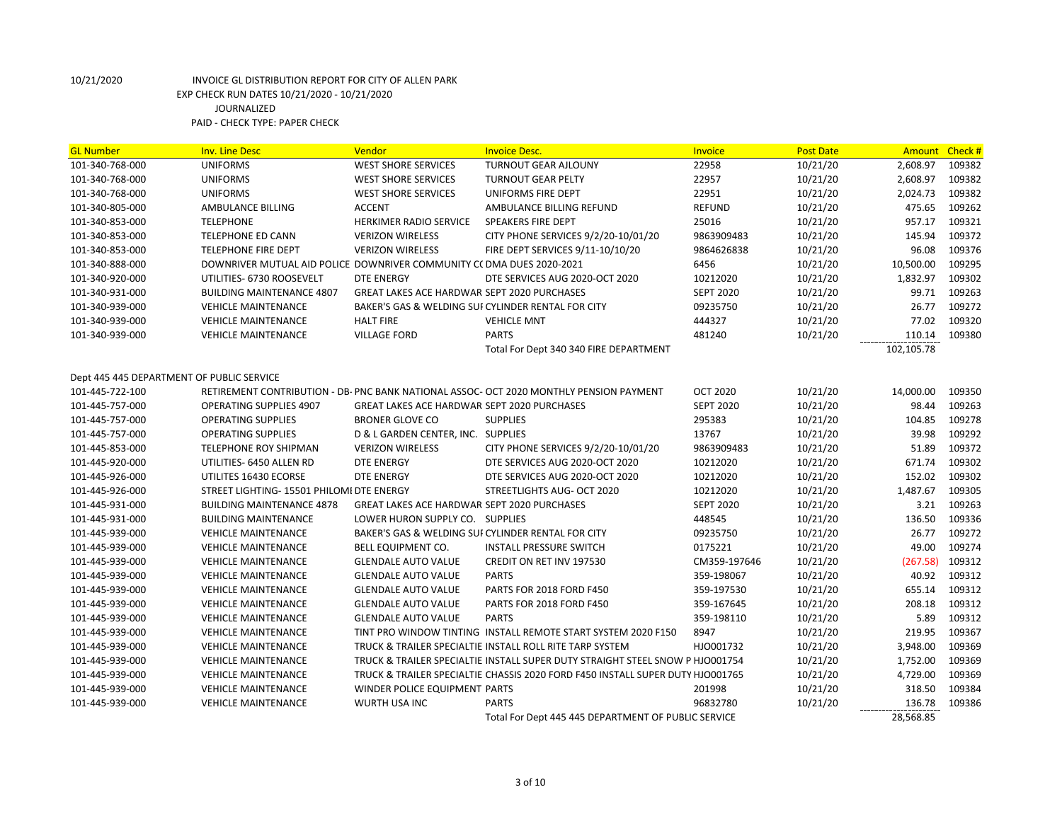10/21/2020 INVOICE GL DISTRIBUTION REPORT FOR CITY OF ALLEN PARK

EXP CHECK RUN DATES 10/21/2020 - 10/21/2020

JOURNALIZED

PAID - CHECK TYPE: PAPER CHECK

| GL Number | Inv. Line Desc | Vendor | Invoice Desc. | Invoice | Post Date | Amount | Check # |
|---|---|---|---|---|---|---|---|
| 101-340-768-000 | UNIFORMS | WEST SHORE SERVICES | TURNOUT GEAR AJLOUNY | 22958 | 10/21/20 | 2,608.97 | 109382 |
| 101-340-768-000 | UNIFORMS | WEST SHORE SERVICES | TURNOUT GEAR PELTY | 22957 | 10/21/20 | 2,608.97 | 109382 |
| 101-340-768-000 | UNIFORMS | WEST SHORE SERVICES | UNIFORMS FIRE DEPT | 22951 | 10/21/20 | 2,024.73 | 109382 |
| 101-340-805-000 | AMBULANCE BILLING | ACCENT | AMBULANCE BILLING REFUND | REFUND | 10/21/20 | 475.65 | 109262 |
| 101-340-853-000 | TELEPHONE | HERKIMER RADIO SERVICE | SPEAKERS FIRE DEPT | 25016 | 10/21/20 | 957.17 | 109321 |
| 101-340-853-000 | TELEPHONE ED CANN | VERIZON WIRELESS | CITY PHONE SERVICES 9/2/20-10/01/20 | 9863909483 | 10/21/20 | 145.94 | 109372 |
| 101-340-853-000 | TELEPHONE FIRE DEPT | VERIZON WIRELESS | FIRE DEPT SERVICES 9/11-10/10/20 | 9864626838 | 10/21/20 | 96.08 | 109376 |
| 101-340-888-000 | DOWNRIVER MUTUAL AID POLICE | DOWNRIVER COMMUNITY CC | DMA DUES 2020-2021 | 6456 | 10/21/20 | 10,500.00 | 109295 |
| 101-340-920-000 | UTILITIES- 6730 ROOSEVELT | DTE ENERGY | DTE SERVICES AUG 2020-OCT 2020 | 10212020 | 10/21/20 | 1,832.97 | 109302 |
| 101-340-931-000 | BUILDING MAINTENANCE 4807 | GREAT LAKES ACE HARDWAR | SEPT 2020 PURCHASES | SEPT 2020 | 10/21/20 | 99.71 | 109263 |
| 101-340-939-000 | VEHICLE MAINTENANCE | BAKER'S GAS & WELDING SUI | CYLINDER RENTAL FOR CITY | 09235750 | 10/21/20 | 26.77 | 109272 |
| 101-340-939-000 | VEHICLE MAINTENANCE | HALT FIRE | VEHICLE MNT | 444327 | 10/21/20 | 77.02 | 109320 |
| 101-340-939-000 | VEHICLE MAINTENANCE | VILLAGE FORD | PARTS | 481240 | 10/21/20 | 110.14 | 109380 |
| | | | Total For Dept 340 340 FIRE DEPARTMENT | | | 102,105.78 | |
| Dept 445 445 DEPARTMENT OF PUBLIC SERVICE | | | | | | | |
| 101-445-722-100 | RETIREMENT CONTRIBUTION - DB- | PNC BANK NATIONAL ASSOC- | OCT 2020 MONTHLY PENSION PAYMENT | OCT 2020 | 10/21/20 | 14,000.00 | 109350 |
| 101-445-757-000 | OPERATING SUPPLIES 4907 | GREAT LAKES ACE HARDWAR | SEPT 2020 PURCHASES | SEPT 2020 | 10/21/20 | 98.44 | 109263 |
| 101-445-757-000 | OPERATING SUPPLIES | BRONER GLOVE CO | SUPPLIES | 295383 | 10/21/20 | 104.85 | 109278 |
| 101-445-757-000 | OPERATING SUPPLIES | D & L GARDEN CENTER, INC. | SUPPLIES | 13767 | 10/21/20 | 39.98 | 109292 |
| 101-445-853-000 | TELEPHONE ROY SHIPMAN | VERIZON WIRELESS | CITY PHONE SERVICES 9/2/20-10/01/20 | 9863909483 | 10/21/20 | 51.89 | 109372 |
| 101-445-920-000 | UTILITIES- 6450 ALLEN RD | DTE ENERGY | DTE SERVICES AUG 2020-OCT 2020 | 10212020 | 10/21/20 | 671.74 | 109302 |
| 101-445-926-000 | UTILITES 16430 ECORSE | DTE ENERGY | DTE SERVICES AUG 2020-OCT 2020 | 10212020 | 10/21/20 | 152.02 | 109302 |
| 101-445-926-000 | STREET LIGHTING- 15501 PHILOMI | DTE ENERGY | STREETLIGHTS AUG- OCT 2020 | 10212020 | 10/21/20 | 1,487.67 | 109305 |
| 101-445-931-000 | BUILDING MAINTENANCE 4878 | GREAT LAKES ACE HARDWAR | SEPT 2020 PURCHASES | SEPT 2020 | 10/21/20 | 3.21 | 109263 |
| 101-445-931-000 | BUILDING MAINTENANCE | LOWER HURON SUPPLY CO. | SUPPLIES | 448545 | 10/21/20 | 136.50 | 109336 |
| 101-445-939-000 | VEHICLE MAINTENANCE | BAKER'S GAS & WELDING SUI | CYLINDER RENTAL FOR CITY | 09235750 | 10/21/20 | 26.77 | 109272 |
| 101-445-939-000 | VEHICLE MAINTENANCE | BELL EQUIPMENT CO. | INSTALL PRESSURE SWITCH | 0175221 | 10/21/20 | 49.00 | 109274 |
| 101-445-939-000 | VEHICLE MAINTENANCE | GLENDALE AUTO VALUE | CREDIT ON RET INV 197530 | CM359-197646 | 10/21/20 | (267.58) | 109312 |
| 101-445-939-000 | VEHICLE MAINTENANCE | GLENDALE AUTO VALUE | PARTS | 359-198067 | 10/21/20 | 40.92 | 109312 |
| 101-445-939-000 | VEHICLE MAINTENANCE | GLENDALE AUTO VALUE | PARTS FOR 2018 FORD F450 | 359-197530 | 10/21/20 | 655.14 | 109312 |
| 101-445-939-000 | VEHICLE MAINTENANCE | GLENDALE AUTO VALUE | PARTS FOR 2018 FORD F450 | 359-167645 | 10/21/20 | 208.18 | 109312 |
| 101-445-939-000 | VEHICLE MAINTENANCE | GLENDALE AUTO VALUE | PARTS | 359-198110 | 10/21/20 | 5.89 | 109312 |
| 101-445-939-000 | VEHICLE MAINTENANCE | TINT PRO WINDOW TINTING | INSTALL REMOTE START SYSTEM 2020 F150 | 8947 | 10/21/20 | 219.95 | 109367 |
| 101-445-939-000 | VEHICLE MAINTENANCE | TRUCK & TRAILER SPECIALTIE | INSTALL ROLL RITE TARP SYSTEM | HJO001732 | 10/21/20 | 3,948.00 | 109369 |
| 101-445-939-000 | VEHICLE MAINTENANCE | TRUCK & TRAILER SPECIALTIE | INSTALL SUPER DUTY STRAIGHT STEEL SNOW P | HJO001754 | 10/21/20 | 1,752.00 | 109369 |
| 101-445-939-000 | VEHICLE MAINTENANCE | TRUCK & TRAILER SPECIALTIE | CHASSIS 2020 FORD F450 INSTALL SUPER DUTY | HJO001765 | 10/21/20 | 4,729.00 | 109369 |
| 101-445-939-000 | VEHICLE MAINTENANCE | WINDER POLICE EQUIPMENT | PARTS | 201998 | 10/21/20 | 318.50 | 109384 |
| 101-445-939-000 | VEHICLE MAINTENANCE | WURTH USA INC | PARTS | 96832780 | 10/21/20 | 136.78 | 109386 |
| | | | Total For Dept 445 445 DEPARTMENT OF PUBLIC SERVICE | | | 28,568.85 | |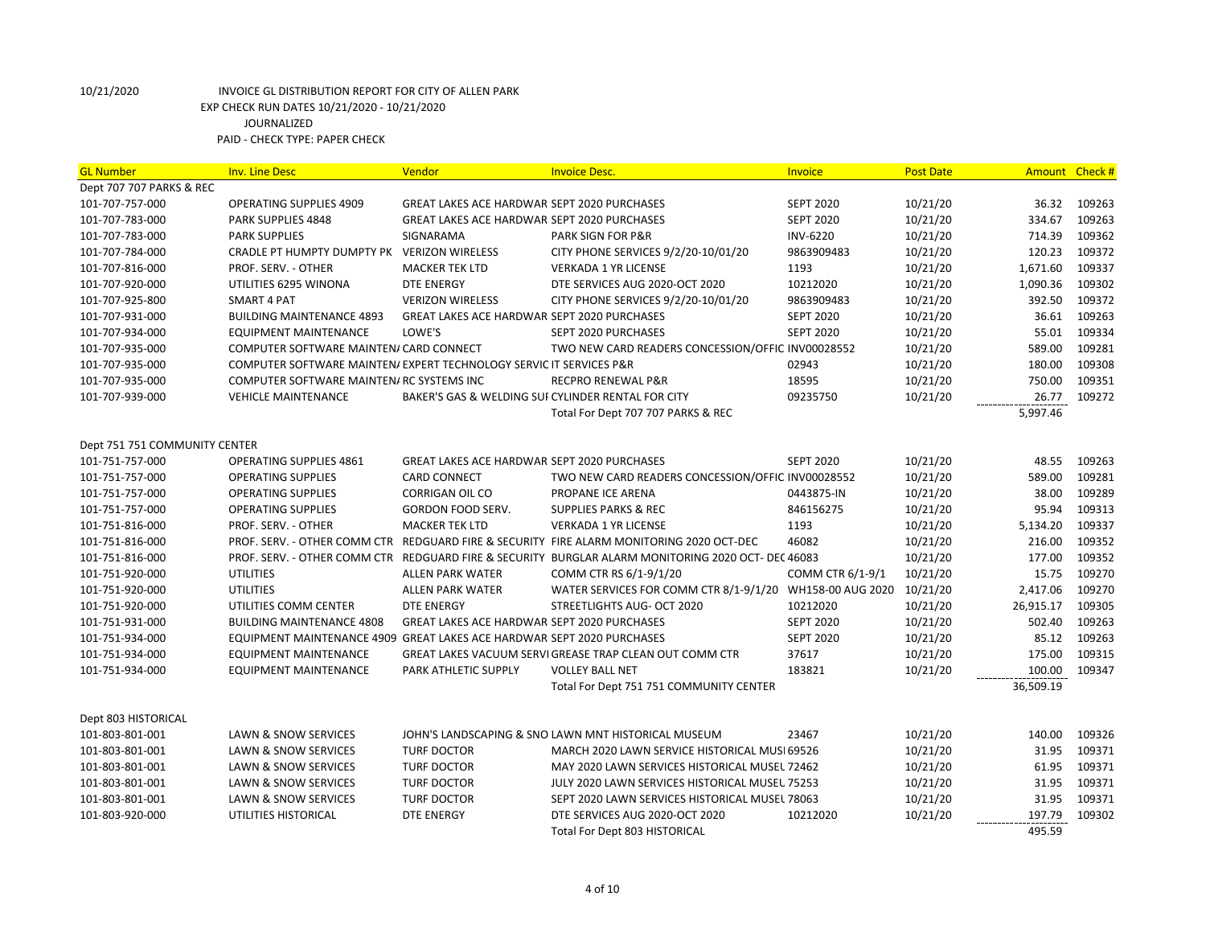10/21/2020 INVOICE GL DISTRIBUTION REPORT FOR CITY OF ALLEN PARK
EXP CHECK RUN DATES 10/21/2020 - 10/21/2020
JOURNALIZED
PAID - CHECK TYPE: PAPER CHECK

| GL Number | Inv. Line Desc | Vendor | Invoice Desc. | Invoice | Post Date | Amount | Check # |
|---|---|---|---|---|---|---|---|
| Dept 707 707 PARKS & REC | | | | | | | |
| 101-707-757-000 | OPERATING SUPPLIES 4909 | GREAT LAKES ACE HARDWAR | SEPT 2020 PURCHASES | SEPT 2020 | 10/21/20 | 36.32 | 109263 |
| 101-707-783-000 | PARK SUPPLIES 4848 | GREAT LAKES ACE HARDWAR | SEPT 2020 PURCHASES | SEPT 2020 | 10/21/20 | 334.67 | 109263 |
| 101-707-783-000 | PARK SUPPLIES | SIGNARAMA | PARK SIGN FOR P&R | INV-6220 | 10/21/20 | 714.39 | 109362 |
| 101-707-784-000 | CRADLE PT HUMPTY DUMPTY PK | VERIZON WIRELESS | CITY PHONE SERVICES 9/2/20-10/01/20 | 9863909483 | 10/21/20 | 120.23 | 109372 |
| 101-707-816-000 | PROF. SERV. - OTHER | MACKER TEK LTD | VERKADA 1 YR LICENSE | 1193 | 10/21/20 | 1,671.60 | 109337 |
| 101-707-920-000 | UTILITIES 6295 WINONA | DTE ENERGY | DTE SERVICES AUG 2020-OCT 2020 | 10212020 | 10/21/20 | 1,090.36 | 109302 |
| 101-707-925-800 | SMART 4 PAT | VERIZON WIRELESS | CITY PHONE SERVICES 9/2/20-10/01/20 | 9863909483 | 10/21/20 | 392.50 | 109372 |
| 101-707-931-000 | BUILDING MAINTENANCE 4893 | GREAT LAKES ACE HARDWAR | SEPT 2020 PURCHASES | SEPT 2020 | 10/21/20 | 36.61 | 109263 |
| 101-707-934-000 | EQUIPMENT MAINTENANCE | LOWE'S | SEPT 2020 PURCHASES | SEPT 2020 | 10/21/20 | 55.01 | 109334 |
| 101-707-935-000 | COMPUTER SOFTWARE MAINTEN/ | CARD CONNECT | TWO NEW CARD READERS CONCESSION/OFFIC | INV00028552 | 10/21/20 | 589.00 | 109281 |
| 101-707-935-000 | COMPUTER SOFTWARE MAINTEN/ | EXPERT TECHNOLOGY SERVIC | IT SERVICES P&R | 02943 | 10/21/20 | 180.00 | 109308 |
| 101-707-935-000 | COMPUTER SOFTWARE MAINTEN/ | RC SYSTEMS INC | RECPRO RENEWAL P&R | 18595 | 10/21/20 | 750.00 | 109351 |
| 101-707-939-000 | VEHICLE MAINTENANCE | BAKER'S GAS & WELDING SUI | CYLINDER RENTAL FOR CITY | 09235750 | 10/21/20 | 26.77 | 109272 |
| | | | Total For Dept 707 707 PARKS & REC | | | 5,997.46 | |
| Dept 751 751 COMMUNITY CENTER | | | | | | | |
| 101-751-757-000 | OPERATING SUPPLIES 4861 | GREAT LAKES ACE HARDWAR | SEPT 2020 PURCHASES | SEPT 2020 | 10/21/20 | 48.55 | 109263 |
| 101-751-757-000 | OPERATING SUPPLIES | CARD CONNECT | TWO NEW CARD READERS CONCESSION/OFFIC | INV00028552 | 10/21/20 | 589.00 | 109281 |
| 101-751-757-000 | OPERATING SUPPLIES | CORRIGAN OIL CO | PROPANE ICE ARENA | 0443875-IN | 10/21/20 | 38.00 | 109289 |
| 101-751-757-000 | OPERATING SUPPLIES | GORDON FOOD SERV. | SUPPLIES PARKS & REC | 846156275 | 10/21/20 | 95.94 | 109313 |
| 101-751-816-000 | PROF. SERV. - OTHER | MACKER TEK LTD | VERKADA 1 YR LICENSE | 1193 | 10/21/20 | 5,134.20 | 109337 |
| 101-751-816-000 | PROF. SERV. - OTHER COMM CTR | REDGUARD FIRE & SECURITY | FIRE ALARM MONITORING 2020 OCT-DEC | 46082 | 10/21/20 | 216.00 | 109352 |
| 101-751-816-000 | PROF. SERV. - OTHER COMM CTR | REDGUARD FIRE & SECURITY | BURGLAR ALARM MONITORING 2020 OCT- DEC | 46083 | 10/21/20 | 177.00 | 109352 |
| 101-751-920-000 | UTILITIES | ALLEN PARK WATER | COMM CTR RS 6/1-9/1/20 | COMM CTR 6/1-9/1 | 10/21/20 | 15.75 | 109270 |
| 101-751-920-000 | UTILITIES | ALLEN PARK WATER | WATER SERVICES FOR COMM CTR 8/1-9/1/20 | WH158-00 AUG 2020 | 10/21/20 | 2,417.06 | 109270 |
| 101-751-920-000 | UTILITIES COMM CENTER | DTE ENERGY | STREETLIGHTS AUG- OCT 2020 | 10212020 | 10/21/20 | 26,915.17 | 109305 |
| 101-751-931-000 | BUILDING MAINTENANCE 4808 | GREAT LAKES ACE HARDWAR | SEPT 2020 PURCHASES | SEPT 2020 | 10/21/20 | 502.40 | 109263 |
| 101-751-934-000 | EQUIPMENT MAINTENANCE 4909 | GREAT LAKES ACE HARDWAR | SEPT 2020 PURCHASES | SEPT 2020 | 10/21/20 | 85.12 | 109263 |
| 101-751-934-000 | EQUIPMENT MAINTENANCE | GREAT LAKES VACUUM SERVI | GREASE TRAP CLEAN OUT COMM CTR | 37617 | 10/21/20 | 175.00 | 109315 |
| 101-751-934-000 | EQUIPMENT MAINTENANCE | PARK ATHLETIC SUPPLY | VOLLEY BALL NET | 183821 | 10/21/20 | 100.00 | 109347 |
| | | | Total For Dept 751 751 COMMUNITY CENTER | | | 36,509.19 | |
| Dept 803 HISTORICAL | | | | | | | |
| 101-803-801-001 | LAWN & SNOW SERVICES | JOHN'S LANDSCAPING & SNO | LAWN MNT HISTORICAL MUSEUM | 23467 | 10/21/20 | 140.00 | 109326 |
| 101-803-801-001 | LAWN & SNOW SERVICES | TURF DOCTOR | MARCH 2020 LAWN SERVICE HISTORICAL MUSI | 69526 | 10/21/20 | 31.95 | 109371 |
| 101-803-801-001 | LAWN & SNOW SERVICES | TURF DOCTOR | MAY 2020 LAWN SERVICES HISTORICAL MUSEL | 72462 | 10/21/20 | 61.95 | 109371 |
| 101-803-801-001 | LAWN & SNOW SERVICES | TURF DOCTOR | JULY 2020 LAWN SERVICES HISTORICAL MUSEL | 75253 | 10/21/20 | 31.95 | 109371 |
| 101-803-801-001 | LAWN & SNOW SERVICES | TURF DOCTOR | SEPT 2020 LAWN SERVICES HISTORICAL MUSEL | 78063 | 10/21/20 | 31.95 | 109371 |
| 101-803-920-000 | UTILITIES HISTORICAL | DTE ENERGY | DTE SERVICES AUG 2020-OCT 2020 | 10212020 | 10/21/20 | 197.79 | 109302 |
| | | | Total For Dept 803 HISTORICAL | | | 495.59 | |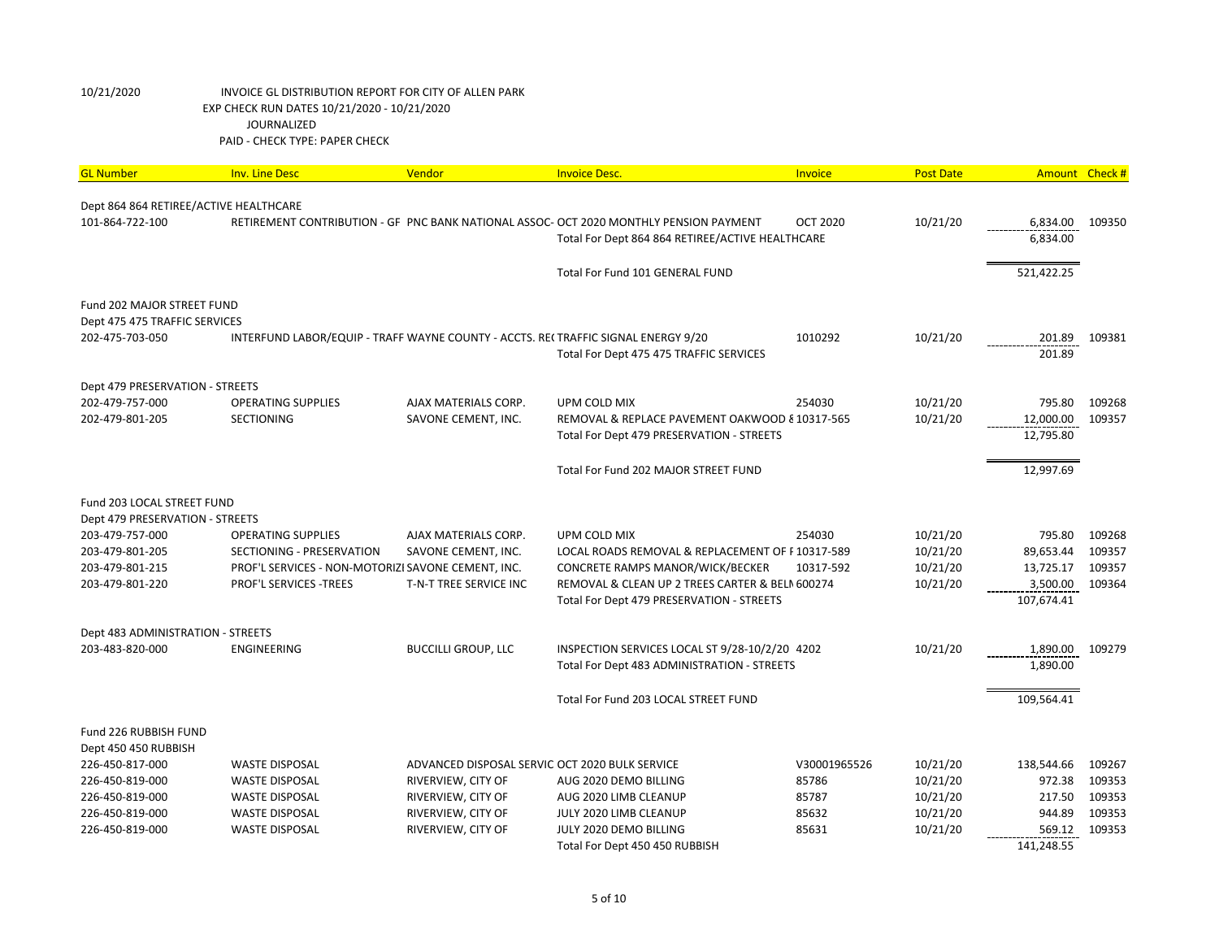10/21/2020 INVOICE GL DISTRIBUTION REPORT FOR CITY OF ALLEN PARK
EXP CHECK RUN DATES 10/21/2020 - 10/21/2020
JOURNALIZED
PAID - CHECK TYPE: PAPER CHECK

| GL Number | Inv. Line Desc | Vendor | Invoice Desc. | Invoice | Post Date | Amount | Check # |
|---|---|---|---|---|---|---|---|
| Dept 864 864 RETIREE/ACTIVE HEALTHCARE | | | | | | | |
| 101-864-722-100 | RETIREMENT CONTRIBUTION - GF | PNC BANK NATIONAL ASSOC- | OCT 2020 MONTHLY PENSION PAYMENT | OCT 2020 | 10/21/20 | 6,834.00 | 109350 |
| | | | Total For Dept 864 864 RETIREE/ACTIVE HEALTHCARE | | | 6,834.00 | |
| | | | Total For Fund 101 GENERAL FUND | | | 521,422.25 | |
| Fund 202 MAJOR STREET FUND | | | | | | | |
| Dept 475 475 TRAFFIC SERVICES | | | | | | | |
| 202-475-703-050 | INTERFUND LABOR/EQUIP - TRAFF | WAYNE COUNTY - ACCTS. RE( | TRAFFIC SIGNAL ENERGY 9/20 | 1010292 | 10/21/20 | 201.89 | 109381 |
| | | | Total For Dept 475 475 TRAFFIC SERVICES | | | 201.89 | |
| Dept 479 PRESERVATION - STREETS | | | | | | | |
| 202-479-757-000 | OPERATING SUPPLIES | AJAX MATERIALS CORP. | UPM COLD MIX | 254030 | 10/21/20 | 795.80 | 109268 |
| 202-479-801-205 | SECTIONING | SAVONE CEMENT, INC. | REMOVAL & REPLACE PAVEMENT OAKWOOD 8 | 10317-565 | 10/21/20 | 12,000.00 | 109357 |
| | | | Total For Dept 479 PRESERVATION - STREETS | | | 12,795.80 | |
| | | | Total For Fund 202 MAJOR STREET FUND | | | 12,997.69 | |
| Fund 203 LOCAL STREET FUND | | | | | | | |
| Dept 479 PRESERVATION - STREETS | | | | | | | |
| 203-479-757-000 | OPERATING SUPPLIES | AJAX MATERIALS CORP. | UPM COLD MIX | 254030 | 10/21/20 | 795.80 | 109268 |
| 203-479-801-205 | SECTIONING - PRESERVATION | SAVONE CEMENT, INC. | LOCAL ROADS REMOVAL & REPLACEMENT OF I | 10317-589 | 10/21/20 | 89,653.44 | 109357 |
| 203-479-801-215 | PROF'L SERVICES - NON-MOTORIZI | SAVONE CEMENT, INC. | CONCRETE RAMPS MANOR/WICK/BECKER | 10317-592 | 10/21/20 | 13,725.17 | 109357 |
| 203-479-801-220 | PROF'L SERVICES -TREES | T-N-T TREE SERVICE INC | REMOVAL & CLEAN UP 2 TREES CARTER & BELN | 600274 | 10/21/20 | 3,500.00 | 109364 |
| | | | Total For Dept 479 PRESERVATION - STREETS | | | 107,674.41 | |
| Dept 483 ADMINISTRATION - STREETS | | | | | | | |
| 203-483-820-000 | ENGINEERING | BUCCILLI GROUP, LLC | INSPECTION SERVICES LOCAL ST 9/28-10/2/20 | 4202 | 10/21/20 | 1,890.00 | 109279 |
| | | | Total For Dept 483 ADMINISTRATION - STREETS | | | 1,890.00 | |
| | | | Total For Fund 203 LOCAL STREET FUND | | | 109,564.41 | |
| Fund 226 RUBBISH FUND | | | | | | | |
| Dept 450 450 RUBBISH | | | | | | | |
| 226-450-817-000 | WASTE DISPOSAL | ADVANCED DISPOSAL SERVIC | OCT 2020 BULK SERVICE | V30001965526 | 10/21/20 | 138,544.66 | 109267 |
| 226-450-819-000 | WASTE DISPOSAL | RIVERVIEW, CITY OF | AUG 2020 DEMO BILLING | 85786 | 10/21/20 | 972.38 | 109353 |
| 226-450-819-000 | WASTE DISPOSAL | RIVERVIEW, CITY OF | AUG 2020 LIMB CLEANUP | 85787 | 10/21/20 | 217.50 | 109353 |
| 226-450-819-000 | WASTE DISPOSAL | RIVERVIEW, CITY OF | JULY 2020 LIMB CLEANUP | 85632 | 10/21/20 | 944.89 | 109353 |
| 226-450-819-000 | WASTE DISPOSAL | RIVERVIEW, CITY OF | JULY 2020 DEMO BILLING | 85631 | 10/21/20 | 569.12 | 109353 |
| | | | Total For Dept 450 450 RUBBISH | | | 141,248.55 | |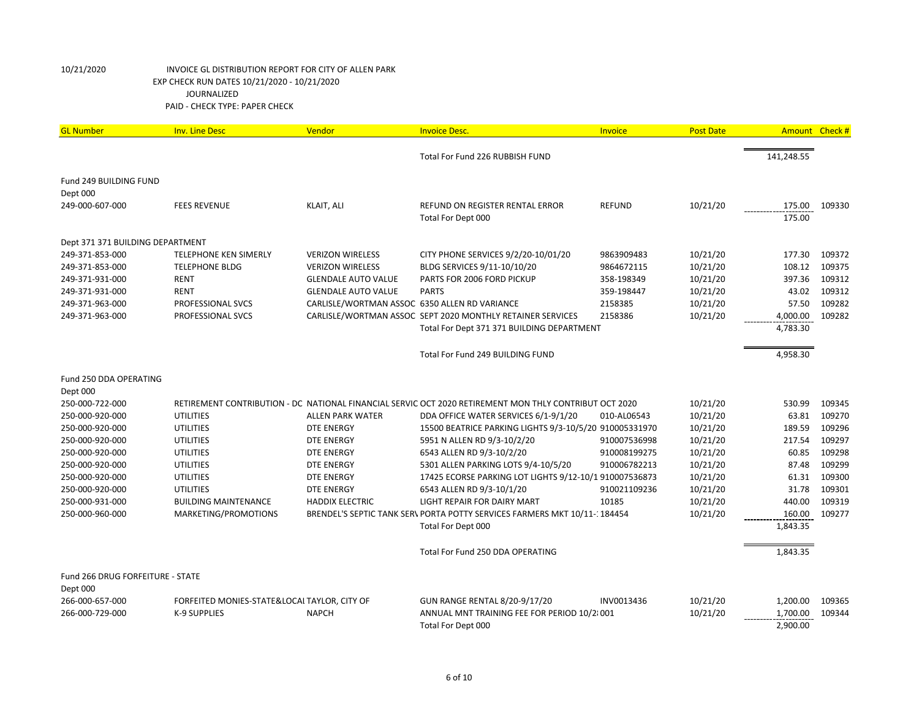10/21/2020 INVOICE GL DISTRIBUTION REPORT FOR CITY OF ALLEN PARK
EXP CHECK RUN DATES 10/21/2020 - 10/21/2020
JOURNALIZED
PAID - CHECK TYPE: PAPER CHECK

| GL Number | Inv. Line Desc | Vendor | Invoice Desc. | Invoice | Post Date | Amount | Check # |
|---|---|---|---|---|---|---|---|
| | | | Total For Fund 226 RUBBISH FUND | | | 141,248.55 | |
| Fund 249 BUILDING FUND | | | | | | | |
| Dept 000 | | | | | | | |
| 249-000-607-000 | FEES REVENUE | KLAIT, ALI | REFUND ON REGISTER RENTAL ERROR | REFUND | 10/21/20 | 175.00 | 109330 |
| | | | Total For Dept 000 | | | 175.00 | |
| Dept 371 371 BUILDING DEPARTMENT | | | | | | | |
| 249-371-853-000 | TELEPHONE KEN SIMERLY | VERIZON WIRELESS | CITY PHONE SERVICES 9/2/20-10/01/20 | 9863909483 | 10/21/20 | 177.30 | 109372 |
| 249-371-853-000 | TELEPHONE BLDG | VERIZON WIRELESS | BLDG SERVICES 9/11-10/10/20 | 9864672115 | 10/21/20 | 108.12 | 109375 |
| 249-371-931-000 | RENT | GLENDALE AUTO VALUE | PARTS FOR 2006 FORD PICKUP | 358-198349 | 10/21/20 | 397.36 | 109312 |
| 249-371-931-000 | RENT | GLENDALE AUTO VALUE | PARTS | 359-198447 | 10/21/20 | 43.02 | 109312 |
| 249-371-963-000 | PROFESSIONAL SVCS | CARLISLE/WORTMAN ASSOC | 6350 ALLEN RD VARIANCE | 2158385 | 10/21/20 | 57.50 | 109282 |
| 249-371-963-000 | PROFESSIONAL SVCS | CARLISLE/WORTMAN ASSOC | SEPT 2020 MONTHLY RETAINER SERVICES | 2158386 | 10/21/20 | 4,000.00 | 109282 |
| | | | Total For Dept 371 371 BUILDING DEPARTMENT | | | 4,783.30 | |
| | | | Total For Fund 249 BUILDING FUND | | | 4,958.30 | |
| Fund 250 DDA OPERATING | | | | | | | |
| Dept 000 | | | | | | | |
| 250-000-722-000 | RETIREMENT CONTRIBUTION - DC | NATIONAL FINANCIAL SERVIC | OCT 2020 RETIREMENT MON THLY CONTRIBUT | OCT 2020 | 10/21/20 | 530.99 | 109345 |
| 250-000-920-000 | UTILITIES | ALLEN PARK WATER | DDA OFFICE WATER SERVICES 6/1-9/1/20 | 010-AL06543 | 10/21/20 | 63.81 | 109270 |
| 250-000-920-000 | UTILITIES | DTE ENERGY | 15500 BEATRICE PARKING LIGHTS 9/3-10/5/20 | 910005331970 | 10/21/20 | 189.59 | 109296 |
| 250-000-920-000 | UTILITIES | DTE ENERGY | 5951 N ALLEN RD 9/3-10/2/20 | 910007536998 | 10/21/20 | 217.54 | 109297 |
| 250-000-920-000 | UTILITIES | DTE ENERGY | 6543 ALLEN RD 9/3-10/2/20 | 910008199275 | 10/21/20 | 60.85 | 109298 |
| 250-000-920-000 | UTILITIES | DTE ENERGY | 5301 ALLEN PARKING LOTS 9/4-10/5/20 | 910006782213 | 10/21/20 | 87.48 | 109299 |
| 250-000-920-000 | UTILITIES | DTE ENERGY | 17425 ECORSE PARKING LOT LIGHTS 9/12-10/1 | 910007536873 | 10/21/20 | 61.31 | 109300 |
| 250-000-920-000 | UTILITIES | DTE ENERGY | 6543 ALLEN RD 9/3-10/1/20 | 910021109236 | 10/21/20 | 31.78 | 109301 |
| 250-000-931-000 | BUILDING MAINTENANCE | HADDIX ELECTRIC | LIGHT REPAIR FOR DAIRY MART | 10185 | 10/21/20 | 440.00 | 109319 |
| 250-000-960-000 | MARKETING/PROMOTIONS | BRENDEL'S SEPTIC TANK SERV | PORTA POTTY SERVICES FARMERS MKT 10/11-1 | 184454 | 10/21/20 | 160.00 | 109277 |
| | | | Total For Dept 000 | | | 1,843.35 | |
| | | | Total For Fund 250 DDA OPERATING | | | 1,843.35 | |
| Fund 266 DRUG FORFEITURE - STATE | | | | | | | |
| Dept 000 | | | | | | | |
| 266-000-657-000 | FORFEITED MONIES-STATE&LOCAL | TAYLOR, CITY OF | GUN RANGE RENTAL 8/20-9/17/20 | INV0013436 | 10/21/20 | 1,200.00 | 109365 |
| 266-000-729-000 | K-9 SUPPLIES | NAPCH | ANNUAL MNT TRAINING FEE FOR PERIOD 10/2 | 001 | 10/21/20 | 1,700.00 | 109344 |
| | | | Total For Dept 000 | | | 2,900.00 | |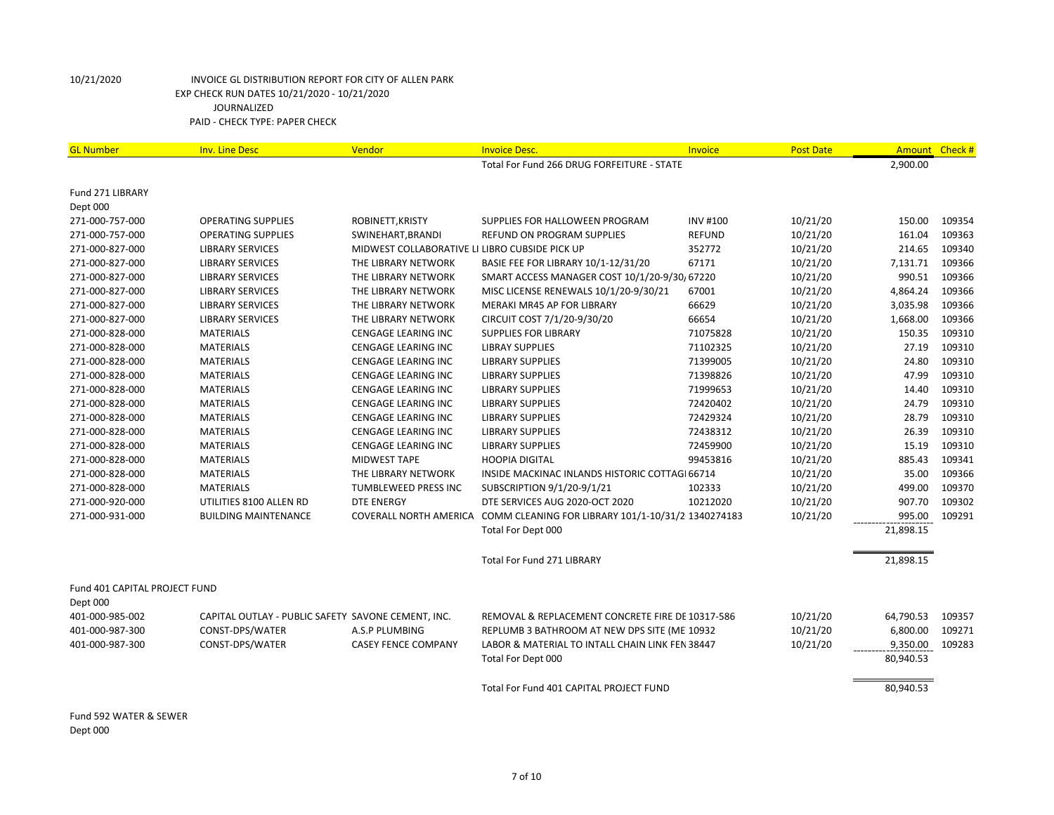10/21/2020 INVOICE GL DISTRIBUTION REPORT FOR CITY OF ALLEN PARK
EXP CHECK RUN DATES 10/21/2020 - 10/21/2020
JOURNALIZED
PAID - CHECK TYPE: PAPER CHECK

| GL Number | Inv. Line Desc | Vendor | Invoice Desc. | Invoice | Post Date | Amount | Check # |
|---|---|---|---|---|---|---|---|
| | | | Total For Fund 266 DRUG FORFEITURE - STATE | | | 2,900.00 | |
| Fund 271 LIBRARY | | | | | | | |
| Dept 000 | | | | | | | |
| 271-000-757-000 | OPERATING SUPPLIES | ROBINETT,KRISTY | SUPPLIES FOR HALLOWEEN PROGRAM | INV #100 | 10/21/20 | 150.00 | 109354 |
| 271-000-757-000 | OPERATING SUPPLIES | SWINEHART,BRANDI | REFUND ON PROGRAM SUPPLIES | REFUND | 10/21/20 | 161.04 | 109363 |
| 271-000-827-000 | LIBRARY SERVICES | MIDWEST COLLABORATIVE LI | LIBRO CUBSIDE PICK UP | 352772 | 10/21/20 | 214.65 | 109340 |
| 271-000-827-000 | LIBRARY SERVICES | THE LIBRARY NETWORK | BASIE FEE FOR LIBRARY 10/1-12/31/20 | 67171 | 10/21/20 | 7,131.71 | 109366 |
| 271-000-827-000 | LIBRARY SERVICES | THE LIBRARY NETWORK | SMART ACCESS MANAGER COST 10/1/20-9/30/ | 67220 | 10/21/20 | 990.51 | 109366 |
| 271-000-827-000 | LIBRARY SERVICES | THE LIBRARY NETWORK | MISC LICENSE RENEWALS 10/1/20-9/30/21 | 67001 | 10/21/20 | 4,864.24 | 109366 |
| 271-000-827-000 | LIBRARY SERVICES | THE LIBRARY NETWORK | MERAKI MR45 AP FOR LIBRARY | 66629 | 10/21/20 | 3,035.98 | 109366 |
| 271-000-827-000 | LIBRARY SERVICES | THE LIBRARY NETWORK | CIRCUIT COST 7/1/20-9/30/20 | 66654 | 10/21/20 | 1,668.00 | 109366 |
| 271-000-828-000 | MATERIALS | CENGAGE LEARING INC | SUPPLIES FOR LIBRARY | 71075828 | 10/21/20 | 150.35 | 109310 |
| 271-000-828-000 | MATERIALS | CENGAGE LEARING INC | LIBRAY SUPPLIES | 71102325 | 10/21/20 | 27.19 | 109310 |
| 271-000-828-000 | MATERIALS | CENGAGE LEARING INC | LIBRARY SUPPLIES | 71399005 | 10/21/20 | 24.80 | 109310 |
| 271-000-828-000 | MATERIALS | CENGAGE LEARING INC | LIBRARY SUPPLIES | 71398826 | 10/21/20 | 47.99 | 109310 |
| 271-000-828-000 | MATERIALS | CENGAGE LEARING INC | LIBRARY SUPPLIES | 71999653 | 10/21/20 | 14.40 | 109310 |
| 271-000-828-000 | MATERIALS | CENGAGE LEARING INC | LIBRARY SUPPLIES | 72420402 | 10/21/20 | 24.79 | 109310 |
| 271-000-828-000 | MATERIALS | CENGAGE LEARING INC | LIBRARY SUPPLIES | 72429324 | 10/21/20 | 28.79 | 109310 |
| 271-000-828-000 | MATERIALS | CENGAGE LEARING INC | LIBRARY SUPPLIES | 72438312 | 10/21/20 | 26.39 | 109310 |
| 271-000-828-000 | MATERIALS | CENGAGE LEARING INC | LIBRARY SUPPLIES | 72459900 | 10/21/20 | 15.19 | 109310 |
| 271-000-828-000 | MATERIALS | MIDWEST TAPE | HOOPIA DIGITAL | 99453816 | 10/21/20 | 885.43 | 109341 |
| 271-000-828-000 | MATERIALS | THE LIBRARY NETWORK | INSIDE MACKINAC INLANDS HISTORIC COTTAGI | 66714 | 10/21/20 | 35.00 | 109366 |
| 271-000-828-000 | MATERIALS | TUMBLEWEED PRESS INC | SUBSCRIPTION 9/1/20-9/1/21 | 102333 | 10/21/20 | 499.00 | 109370 |
| 271-000-920-000 | UTILITIES 8100 ALLEN RD | DTE ENERGY | DTE SERVICES AUG 2020-OCT 2020 | 10212020 | 10/21/20 | 907.70 | 109302 |
| 271-000-931-000 | BUILDING MAINTENANCE | COVERALL NORTH AMERICA | COMM CLEANING FOR LIBRARY 101/1-10/31/2 | 1340274183 | 10/21/20 | 995.00 | 109291 |
| | | | Total For Dept 000 | | | 21,898.15 | |
| | | | Total For Fund 271 LIBRARY | | | 21,898.15 | |
| Fund 401 CAPITAL PROJECT FUND | | | | | | | |
| Dept 000 | | | | | | | |
| 401-000-985-002 | CAPITAL OUTLAY - PUBLIC SAFETY | SAVONE CEMENT, INC. | REMOVAL & REPLACEMENT CONCRETE FIRE DE | 10317-586 | 10/21/20 | 64,790.53 | 109357 |
| 401-000-987-300 | CONST-DPS/WATER | A.S.P PLUMBING | REPLUMB 3 BATHROOM AT NEW DPS SITE (ME | 10932 | 10/21/20 | 6,800.00 | 109271 |
| 401-000-987-300 | CONST-DPS/WATER | CASEY FENCE COMPANY | LABOR & MATERIAL TO INTALL CHAIN LINK FEN | 38447 | 10/21/20 | 9,350.00 | 109283 |
| | | | Total For Dept 000 | | | 80,940.53 | |
| | | | Total For Fund 401 CAPITAL PROJECT FUND | | | 80,940.53 | |
| Fund 592 WATER & SEWER | | | | | | | |
| Dept 000 | | | | | | | |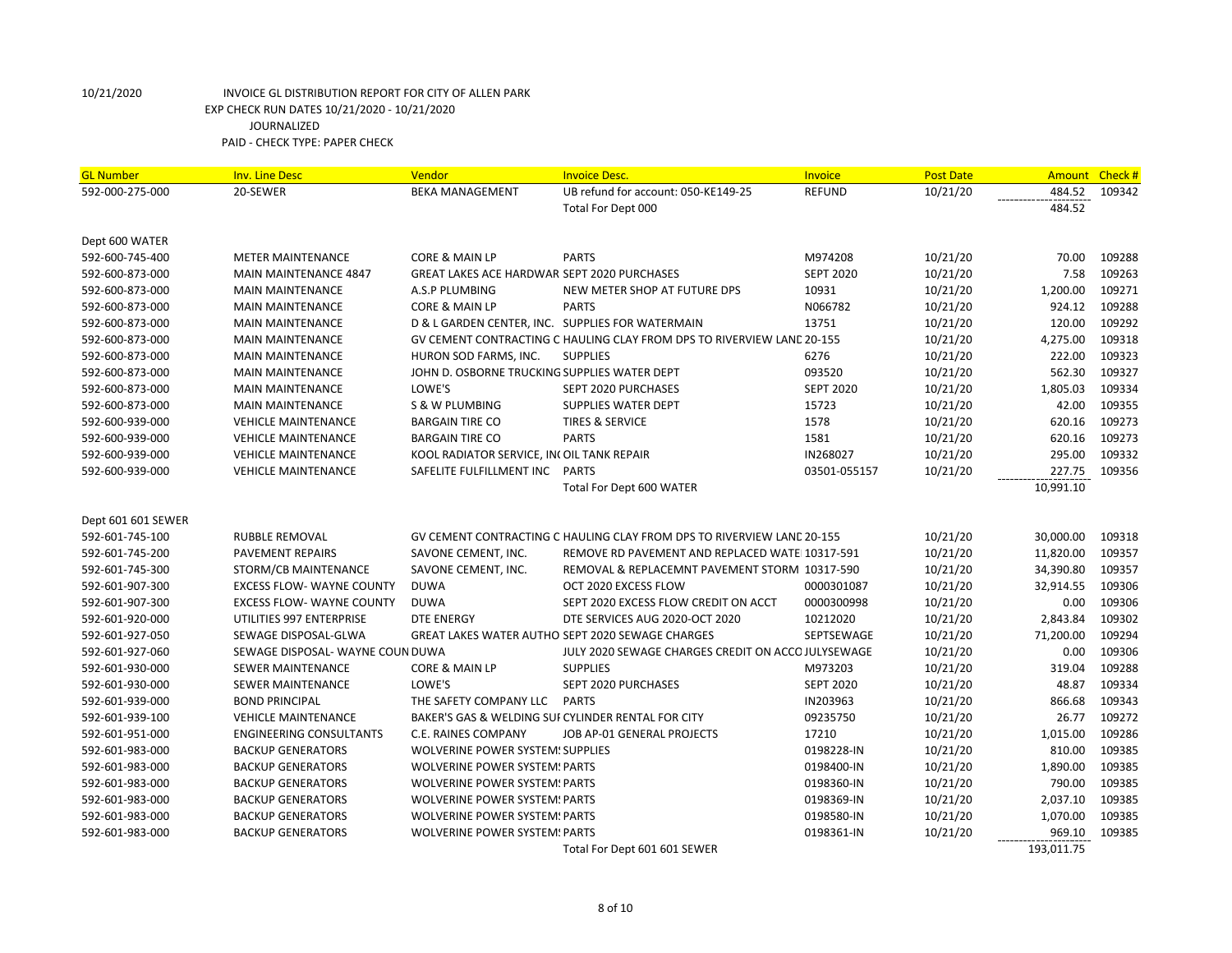10/21/2020 INVOICE GL DISTRIBUTION REPORT FOR CITY OF ALLEN PARK
EXP CHECK RUN DATES 10/21/2020 - 10/21/2020
JOURNALIZED
PAID - CHECK TYPE: PAPER CHECK

| GL Number | Inv. Line Desc | Vendor | Invoice Desc. | Invoice | Post Date | Amount | Check # |
|---|---|---|---|---|---|---|---|
| 592-000-275-000 | 20-SEWER | BEKA MANAGEMENT | UB refund for account: 050-KE149-25 | REFUND | 10/21/20 | 484.52 | 109342 |
| | | | Total For Dept 000 | | | 484.52 | |
| Dept 600 WATER | | | | | | | |
| 592-600-745-400 | METER MAINTENANCE | CORE & MAIN LP | PARTS | M974208 | 10/21/20 | 70.00 | 109288 |
| 592-600-873-000 | MAIN MAINTENANCE 4847 | GREAT LAKES ACE HARDWAR | SEPT 2020 PURCHASES | SEPT 2020 | 10/21/20 | 7.58 | 109263 |
| 592-600-873-000 | MAIN MAINTENANCE | A.S.P PLUMBING | NEW METER SHOP AT FUTURE DPS | 10931 | 10/21/20 | 1,200.00 | 109271 |
| 592-600-873-000 | MAIN MAINTENANCE | CORE & MAIN LP | PARTS | N066782 | 10/21/20 | 924.12 | 109288 |
| 592-600-873-000 | MAIN MAINTENANCE | D & L GARDEN CENTER, INC. | SUPPLIES FOR WATERMAIN | 13751 | 10/21/20 | 120.00 | 109292 |
| 592-600-873-000 | MAIN MAINTENANCE | GV CEMENT CONTRACTING C | HAULING CLAY FROM DPS TO RIVERVIEW LAND | 20-155 | 10/21/20 | 4,275.00 | 109318 |
| 592-600-873-000 | MAIN MAINTENANCE | HURON SOD FARMS, INC. | SUPPLIES | 6276 | 10/21/20 | 222.00 | 109323 |
| 592-600-873-000 | MAIN MAINTENANCE | JOHN D. OSBORNE TRUCKING | SUPPLIES WATER DEPT | 093520 | 10/21/20 | 562.30 | 109327 |
| 592-600-873-000 | MAIN MAINTENANCE | LOWE'S | SEPT 2020 PURCHASES | SEPT 2020 | 10/21/20 | 1,805.03 | 109334 |
| 592-600-873-000 | MAIN MAINTENANCE | S & W PLUMBING | SUPPLIES WATER DEPT | 15723 | 10/21/20 | 42.00 | 109355 |
| 592-600-939-000 | VEHICLE MAINTENANCE | BARGAIN TIRE CO | TIRES & SERVICE | 1578 | 10/21/20 | 620.16 | 109273 |
| 592-600-939-000 | VEHICLE MAINTENANCE | BARGAIN TIRE CO | PARTS | 1581 | 10/21/20 | 620.16 | 109273 |
| 592-600-939-000 | VEHICLE MAINTENANCE | KOOL RADIATOR SERVICE, INC | OIL TANK REPAIR | IN268027 | 10/21/20 | 295.00 | 109332 |
| 592-600-939-000 | VEHICLE MAINTENANCE | SAFELITE FULFILLMENT INC | PARTS | 03501-055157 | 10/21/20 | 227.75 | 109356 |
| | | | Total For Dept 600 WATER | | | 10,991.10 | |
| Dept 601 601 SEWER | | | | | | | |
| 592-601-745-100 | RUBBLE REMOVAL | GV CEMENT CONTRACTING C | HAULING CLAY FROM DPS TO RIVERVIEW LAND | 20-155 | 10/21/20 | 30,000.00 | 109318 |
| 592-601-745-200 | PAVEMENT REPAIRS | SAVONE CEMENT, INC. | REMOVE RD PAVEMENT AND REPLACED WATE | 10317-591 | 10/21/20 | 11,820.00 | 109357 |
| 592-601-745-300 | STORM/CB MAINTENANCE | SAVONE CEMENT, INC. | REMOVAL & REPLACEMNT PAVEMENT STORM | 10317-590 | 10/21/20 | 34,390.80 | 109357 |
| 592-601-907-300 | EXCESS FLOW- WAYNE COUNTY | DUWA | OCT 2020 EXCESS FLOW | 0000301087 | 10/21/20 | 32,914.55 | 109306 |
| 592-601-907-300 | EXCESS FLOW- WAYNE COUNTY | DUWA | SEPT 2020 EXCESS FLOW CREDIT ON ACCT | 0000300998 | 10/21/20 | 0.00 | 109306 |
| 592-601-920-000 | UTILITIES 997 ENTERPRISE | DTE ENERGY | DTE SERVICES AUG 2020-OCT 2020 | 10212020 | 10/21/20 | 2,843.84 | 109302 |
| 592-601-927-050 | SEWAGE DISPOSAL-GLWA | GREAT LAKES WATER AUTHO | SEPT 2020 SEWAGE CHARGES | SEPTSEWAGE | 10/21/20 | 71,200.00 | 109294 |
| 592-601-927-060 | SEWAGE DISPOSAL- WAYNE COUN | DUWA | JULY 2020 SEWAGE CHARGES CREDIT ON ACCO | JULYSEWAGE | 10/21/20 | 0.00 | 109306 |
| 592-601-930-000 | SEWER MAINTENANCE | CORE & MAIN LP | SUPPLIES | M973203 | 10/21/20 | 319.04 | 109288 |
| 592-601-930-000 | SEWER MAINTENANCE | LOWE'S | SEPT 2020 PURCHASES | SEPT 2020 | 10/21/20 | 48.87 | 109334 |
| 592-601-939-000 | BOND PRINCIPAL | THE SAFETY COMPANY LLC | PARTS | IN203963 | 10/21/20 | 866.68 | 109343 |
| 592-601-939-100 | VEHICLE MAINTENANCE | BAKER'S GAS & WELDING SUI | CYLINDER RENTAL FOR CITY | 09235750 | 10/21/20 | 26.77 | 109272 |
| 592-601-951-000 | ENGINEERING CONSULTANTS | C.E. RAINES COMPANY | JOB AP-01 GENERAL PROJECTS | 17210 | 10/21/20 | 1,015.00 | 109286 |
| 592-601-983-000 | BACKUP GENERATORS | WOLVERINE POWER SYSTEMS | SUPPLIES | 0198228-IN | 10/21/20 | 810.00 | 109385 |
| 592-601-983-000 | BACKUP GENERATORS | WOLVERINE POWER SYSTEMS | PARTS | 0198400-IN | 10/21/20 | 1,890.00 | 109385 |
| 592-601-983-000 | BACKUP GENERATORS | WOLVERINE POWER SYSTEMS | PARTS | 0198360-IN | 10/21/20 | 790.00 | 109385 |
| 592-601-983-000 | BACKUP GENERATORS | WOLVERINE POWER SYSTEMS | PARTS | 0198369-IN | 10/21/20 | 2,037.10 | 109385 |
| 592-601-983-000 | BACKUP GENERATORS | WOLVERINE POWER SYSTEMS | PARTS | 0198580-IN | 10/21/20 | 1,070.00 | 109385 |
| 592-601-983-000 | BACKUP GENERATORS | WOLVERINE POWER SYSTEMS | PARTS | 0198361-IN | 10/21/20 | 969.10 | 109385 |
| | | | Total For Dept 601 601 SEWER | | | 193,011.75 | |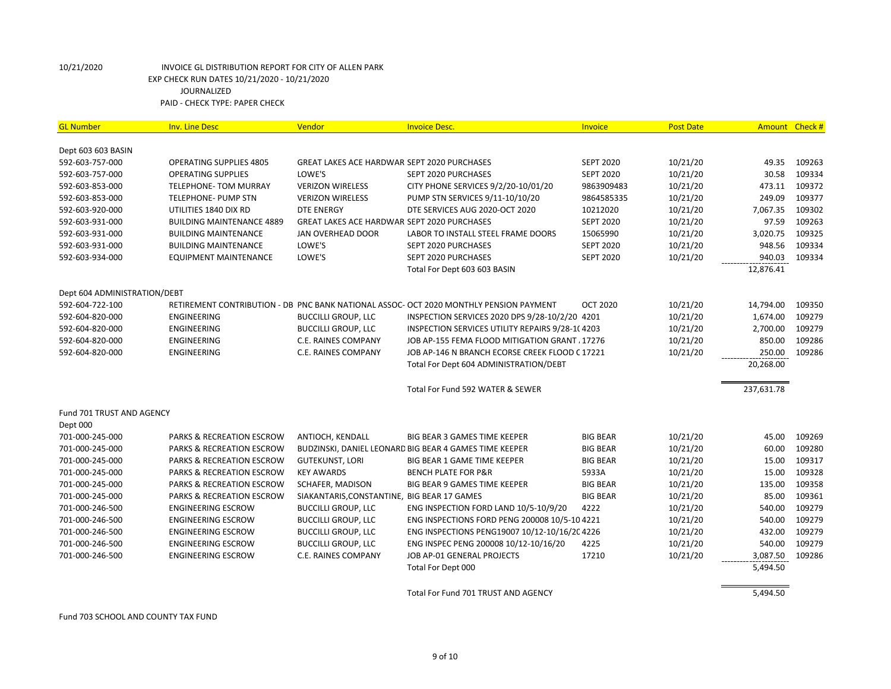10/21/2020 INVOICE GL DISTRIBUTION REPORT FOR CITY OF ALLEN PARK
EXP CHECK RUN DATES 10/21/2020 - 10/21/2020
JOURNALIZED
PAID - CHECK TYPE: PAPER CHECK

| GL Number | Inv. Line Desc | Vendor | Invoice Desc. | Invoice | Post Date | Amount | Check # |
|---|---|---|---|---|---|---|---|
| Dept 603 603 BASIN | | | | | | | |
| 592-603-757-000 | OPERATING SUPPLIES 4805 | GREAT LAKES ACE HARDWAR | SEPT 2020 PURCHASES | SEPT 2020 | 10/21/20 | 49.35 | 109263 |
| 592-603-757-000 | OPERATING SUPPLIES | LOWE'S | SEPT 2020 PURCHASES | SEPT 2020 | 10/21/20 | 30.58 | 109334 |
| 592-603-853-000 | TELEPHONE- TOM MURRAY | VERIZON WIRELESS | CITY PHONE SERVICES 9/2/20-10/01/20 | 9863909483 | 10/21/20 | 473.11 | 109372 |
| 592-603-853-000 | TELEPHONE- PUMP STN | VERIZON WIRELESS | PUMP STN SERVICES 9/11-10/10/20 | 9864585335 | 10/21/20 | 249.09 | 109377 |
| 592-603-920-000 | UTILITIES 1840 DIX RD | DTE ENERGY | DTE SERVICES AUG 2020-OCT 2020 | 10212020 | 10/21/20 | 7,067.35 | 109302 |
| 592-603-931-000 | BUILDING MAINTENANCE 4889 | GREAT LAKES ACE HARDWAR | SEPT 2020 PURCHASES | SEPT 2020 | 10/21/20 | 97.59 | 109263 |
| 592-603-931-000 | BUILDING MAINTENANCE | JAN OVERHEAD DOOR | LABOR TO INSTALL STEEL FRAME DOORS | 15065990 | 10/21/20 | 3,020.75 | 109325 |
| 592-603-931-000 | BUILDING MAINTENANCE | LOWE'S | SEPT 2020 PURCHASES | SEPT 2020 | 10/21/20 | 948.56 | 109334 |
| 592-603-934-000 | EQUIPMENT MAINTENANCE | LOWE'S | SEPT 2020 PURCHASES | SEPT 2020 | 10/21/20 | 940.03 | 109334 |
| | | | Total For Dept 603 603 BASIN | | | 12,876.41 | |
| Dept 604 ADMINISTRATION/DEBT | | | | | | | |
| 592-604-722-100 | RETIREMENT CONTRIBUTION - DB | PNC BANK NATIONAL ASSOC- | OCT 2020 MONTHLY PENSION PAYMENT | OCT 2020 | 10/21/20 | 14,794.00 | 109350 |
| 592-604-820-000 | ENGINEERING | BUCCILLI GROUP, LLC | INSPECTION SERVICES 2020 DPS 9/28-10/2/20 | 4201 | 10/21/20 | 1,674.00 | 109279 |
| 592-604-820-000 | ENGINEERING | BUCCILLI GROUP, LLC | INSPECTION SERVICES UTILITY REPAIRS 9/28-1( | 4203 | 10/21/20 | 2,700.00 | 109279 |
| 592-604-820-000 | ENGINEERING | C.E. RAINES COMPANY | JOB AP-155 FEMA FLOOD MITIGATION GRANT / | 17276 | 10/21/20 | 850.00 | 109286 |
| 592-604-820-000 | ENGINEERING | C.E. RAINES COMPANY | JOB AP-146 N BRANCH ECORSE CREEK FLOOD C | 17221 | 10/21/20 | 250.00 | 109286 |
| | | | Total For Dept 604 ADMINISTRATION/DEBT | | | 20,268.00 | |
| | | | Total For Fund 592 WATER & SEWER | | | 237,631.78 | |
| Fund 701 TRUST AND AGENCY | | | | | | | |
| Dept 000 | | | | | | | |
| 701-000-245-000 | PARKS & RECREATION ESCROW | ANTIOCH, KENDALL | BIG BEAR 3 GAMES TIME KEEPER | BIG BEAR | 10/21/20 | 45.00 | 109269 |
| 701-000-245-000 | PARKS & RECREATION ESCROW | BUDZINSKI, DANIEL LEONARD | BIG BEAR 4 GAMES TIME KEEPER | BIG BEAR | 10/21/20 | 60.00 | 109280 |
| 701-000-245-000 | PARKS & RECREATION ESCROW | GUTEKUNST, LORI | BIG BEAR 1 GAME TIME KEEPER | BIG BEAR | 10/21/20 | 15.00 | 109317 |
| 701-000-245-000 | PARKS & RECREATION ESCROW | KEY AWARDS | BENCH PLATE FOR P&R | 5933A | 10/21/20 | 15.00 | 109328 |
| 701-000-245-000 | PARKS & RECREATION ESCROW | SCHAFER, MADISON | BIG BEAR 9 GAMES TIME KEEPER | BIG BEAR | 10/21/20 | 135.00 | 109358 |
| 701-000-245-000 | PARKS & RECREATION ESCROW | SIAKANTARIS,CONSTANTINE, | BIG BEAR 17 GAMES | BIG BEAR | 10/21/20 | 85.00 | 109361 |
| 701-000-246-500 | ENGINEERING ESCROW | BUCCILLI GROUP, LLC | ENG INSPECTION FORD LAND 10/5-10/9/20 | 4222 | 10/21/20 | 540.00 | 109279 |
| 701-000-246-500 | ENGINEERING ESCROW | BUCCILLI GROUP, LLC | ENG INSPECTIONS FORD PENG 200008 10/5-10 | 4221 | 10/21/20 | 540.00 | 109279 |
| 701-000-246-500 | ENGINEERING ESCROW | BUCCILLI GROUP, LLC | ENG INSPECTIONS PENG19007 10/12-10/16/2C | 4226 | 10/21/20 | 432.00 | 109279 |
| 701-000-246-500 | ENGINEERING ESCROW | BUCCILLI GROUP, LLC | ENG INSPEC PENG 200008 10/12-10/16/20 | 4225 | 10/21/20 | 540.00 | 109279 |
| 701-000-246-500 | ENGINEERING ESCROW | C.E. RAINES COMPANY | JOB AP-01 GENERAL PROJECTS | 17210 | 10/21/20 | 3,087.50 | 109286 |
| | | | Total For Dept 000 | | | 5,494.50 | |
| | | | Total For Fund 701 TRUST AND AGENCY | | | 5,494.50 | |

Fund 703 SCHOOL AND COUNTY TAX FUND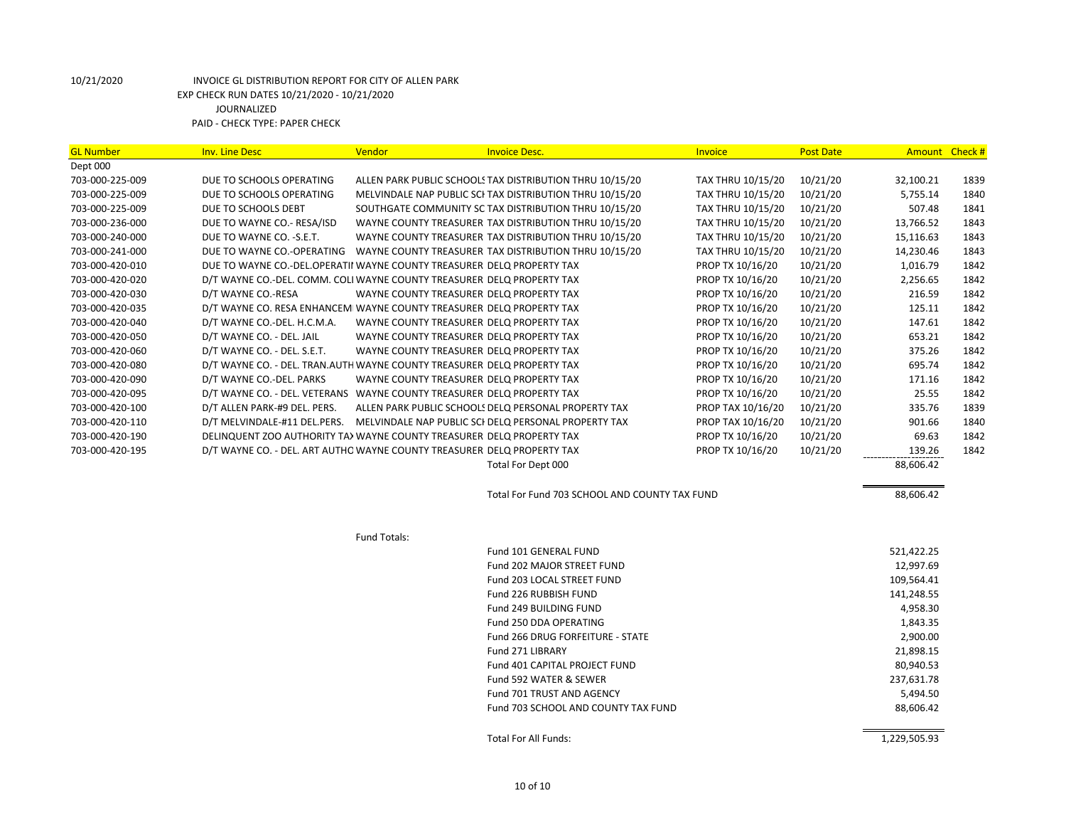10/21/2020 INVOICE GL DISTRIBUTION REPORT FOR CITY OF ALLEN PARK
EXP CHECK RUN DATES 10/21/2020 - 10/21/2020
JOURNALIZED
PAID - CHECK TYPE: PAPER CHECK

| GL Number | Inv. Line Desc | Vendor | Invoice Desc. | Invoice | Post Date | Amount | Check # |
|---|---|---|---|---|---|---|---|
| Dept 000 | | | | | | | |
| 703-000-225-009 | DUE TO SCHOOLS OPERATING | ALLEN PARK PUBLIC SCHOOLS | TAX DISTRIBUTION THRU 10/15/20 | TAX THRU 10/15/20 | 10/21/20 | 32,100.21 | 1839 |
| 703-000-225-009 | DUE TO SCHOOLS OPERATING | MELVINDALE NAP PUBLIC SCH | TAX DISTRIBUTION THRU 10/15/20 | TAX THRU 10/15/20 | 10/21/20 | 5,755.14 | 1840 |
| 703-000-225-009 | DUE TO SCHOOLS DEBT | SOUTHGATE COMMUNITY SC | TAX DISTRIBUTION THRU 10/15/20 | TAX THRU 10/15/20 | 10/21/20 | 507.48 | 1841 |
| 703-000-236-000 | DUE TO WAYNE CO.- RESA/ISD | WAYNE COUNTY TREASURER | TAX DISTRIBUTION THRU 10/15/20 | TAX THRU 10/15/20 | 10/21/20 | 13,766.52 | 1843 |
| 703-000-240-000 | DUE TO WAYNE CO. -S.E.T. | WAYNE COUNTY TREASURER | TAX DISTRIBUTION THRU 10/15/20 | TAX THRU 10/15/20 | 10/21/20 | 15,116.63 | 1843 |
| 703-000-241-000 | DUE TO WAYNE CO.-OPERATING | WAYNE COUNTY TREASURER | TAX DISTRIBUTION THRU 10/15/20 | TAX THRU 10/15/20 | 10/21/20 | 14,230.46 | 1843 |
| 703-000-420-010 | DUE TO WAYNE CO.-DEL.OPERATII | WAYNE COUNTY TREASURER | DELQ PROPERTY TAX | PROP TX 10/16/20 | 10/21/20 | 1,016.79 | 1842 |
| 703-000-420-020 | D/T WAYNE CO.-DEL. COMM. COLI | WAYNE COUNTY TREASURER | DELQ PROPERTY TAX | PROP TX 10/16/20 | 10/21/20 | 2,256.65 | 1842 |
| 703-000-420-030 | D/T WAYNE CO.-RESA | WAYNE COUNTY TREASURER | DELQ PROPERTY TAX | PROP TX 10/16/20 | 10/21/20 | 216.59 | 1842 |
| 703-000-420-035 | D/T WAYNE CO. RESA ENHANCEM | WAYNE COUNTY TREASURER | DELQ PROPERTY TAX | PROP TX 10/16/20 | 10/21/20 | 125.11 | 1842 |
| 703-000-420-040 | D/T WAYNE CO.-DEL. H.C.M.A. | WAYNE COUNTY TREASURER | DELQ PROPERTY TAX | PROP TX 10/16/20 | 10/21/20 | 147.61 | 1842 |
| 703-000-420-050 | D/T WAYNE CO. - DEL. JAIL | WAYNE COUNTY TREASURER | DELQ PROPERTY TAX | PROP TX 10/16/20 | 10/21/20 | 653.21 | 1842 |
| 703-000-420-060 | D/T WAYNE CO. - DEL. S.E.T. | WAYNE COUNTY TREASURER | DELQ PROPERTY TAX | PROP TX 10/16/20 | 10/21/20 | 375.26 | 1842 |
| 703-000-420-080 | D/T WAYNE CO. - DEL. TRAN.AUTH | WAYNE COUNTY TREASURER | DELQ PROPERTY TAX | PROP TX 10/16/20 | 10/21/20 | 695.74 | 1842 |
| 703-000-420-090 | D/T WAYNE CO.-DEL. PARKS | WAYNE COUNTY TREASURER | DELQ PROPERTY TAX | PROP TX 10/16/20 | 10/21/20 | 171.16 | 1842 |
| 703-000-420-095 | D/T WAYNE CO. - DEL. VETERANS | WAYNE COUNTY TREASURER | DELQ PROPERTY TAX | PROP TX 10/16/20 | 10/21/20 | 25.55 | 1842 |
| 703-000-420-100 | D/T ALLEN PARK-#9 DEL. PERS. | ALLEN PARK PUBLIC SCHOOLS | DELQ PERSONAL PROPERTY TAX | PROP TAX 10/16/20 | 10/21/20 | 335.76 | 1839 |
| 703-000-420-110 | D/T MELVINDALE-#11 DEL.PERS. | MELVINDALE NAP PUBLIC SCH | DELQ PERSONAL PROPERTY TAX | PROP TAX 10/16/20 | 10/21/20 | 901.66 | 1840 |
| 703-000-420-190 | DELINQUENT ZOO AUTHORITY TAX | WAYNE COUNTY TREASURER | DELQ PROPERTY TAX | PROP TX 10/16/20 | 10/21/20 | 69.63 | 1842 |
| 703-000-420-195 | D/T WAYNE CO. - DEL. ART AUTHO | WAYNE COUNTY TREASURER | DELQ PROPERTY TAX | PROP TX 10/16/20 | 10/21/20 | 139.26 | 1842 |
| | | | Total For Dept 000 | | | 88,606.42 | |
| | | | Total For Fund 703 SCHOOL AND COUNTY TAX FUND | | | 88,606.42 | |

Fund Totals:

| | |
|---|---|
| Fund 101 GENERAL FUND | 521,422.25 |
| Fund 202 MAJOR STREET FUND | 12,997.69 |
| Fund 203 LOCAL STREET FUND | 109,564.41 |
| Fund 226 RUBBISH FUND | 141,248.55 |
| Fund 249 BUILDING FUND | 4,958.30 |
| Fund 250 DDA OPERATING | 1,843.35 |
| Fund 266 DRUG FORFEITURE - STATE | 2,900.00 |
| Fund 271 LIBRARY | 21,898.15 |
| Fund 401 CAPITAL PROJECT FUND | 80,940.53 |
| Fund 592 WATER & SEWER | 237,631.78 |
| Fund 701 TRUST AND AGENCY | 5,494.50 |
| Fund 703 SCHOOL AND COUNTY TAX FUND | 88,606.42 |
| Total For All Funds: | 1,229,505.93 |